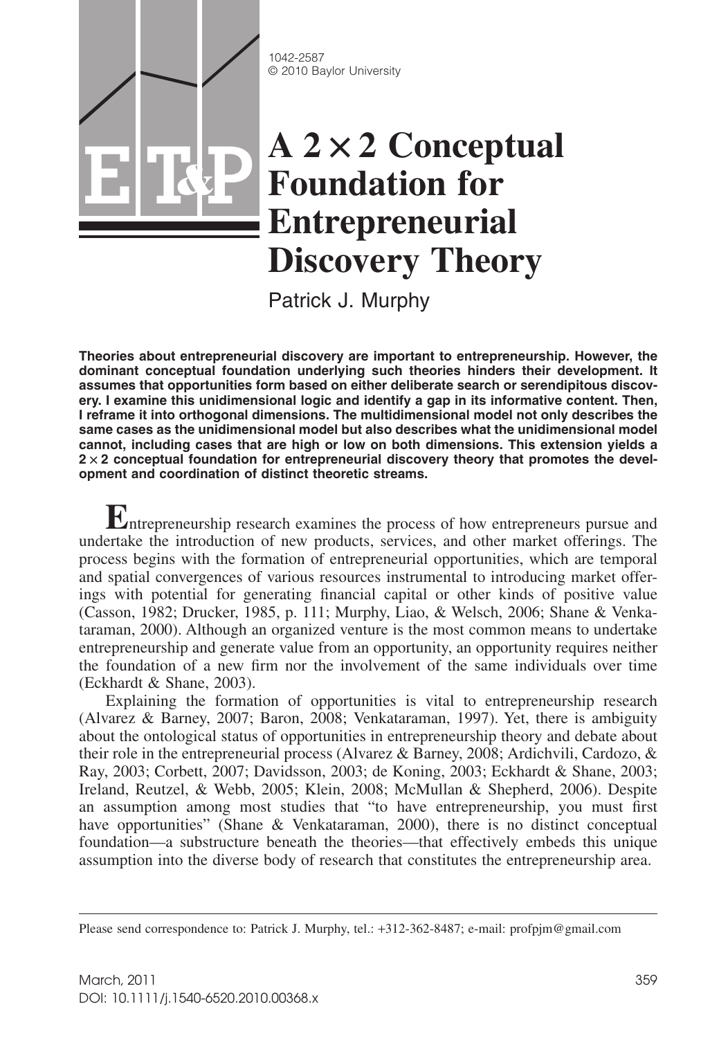# A 2 × 2 Conceptual Foundation for Entrepreneurial Discovery Theory

Patrick J. Murphy

**Theories about entrepreneurial discovery are important to entrepreneurship. However, the dominant conceptual foundation underlying such theories hinders their development. It assumes that opportunities form based on either deliberate search or serendipitous discovery. I examine this unidimensional logic and identify a gap in its informative content. Then, I reframe it into orthogonal dimensions. The multidimensional model not only describes the same cases as the unidimensional model but also describes what the unidimensional model cannot, including cases that are high or low on both dimensions. This extension yields a 2 × 2 conceptual foundation for entrepreneurial discovery theory that promotes the development and coordination of distinct theoretic streams.**

Entrepreneurship research examines the process of how entrepreneurs pursue and undertake the introduction of new products, services, and other market offerings. The process begins with the formation of entrepreneurial opportunities, which are temporal and spatial convergences of various resources instrumental to introducing market offerings with potential for generating financial capital or other kinds of positive value (Casson, 1982; Drucker, 1985, p. 111; Murphy, Liao, & Welsch, 2006; Shane & Venkataraman, 2000). Although an organized venture is the most common means to undertake entrepreneurship and generate value from an opportunity, an opportunity requires neither the foundation of a new firm nor the involvement of the same individuals over time (Eckhardt & Shane, 2003).

Explaining the formation of opportunities is vital to entrepreneurship research (Alvarez & Barney, 2007; Baron, 2008; Venkataraman, 1997). Yet, there is ambiguity about the ontological status of opportunities in entrepreneurship theory and debate about their role in the entrepreneurial process (Alvarez & Barney, 2008; Ardichvili, Cardozo, & Ray, 2003; Corbett, 2007; Davidsson, 2003; de Koning, 2003; Eckhardt & Shane, 2003; Ireland, Reutzel, & Webb, 2005; Klein, 2008; McMullan & Shepherd, 2006). Despite an assumption among most studies that "to have entrepreneurship, you must first have opportunities" (Shane & Venkataraman, 2000), there is no distinct conceptual foundation—a substructure beneath the theories—that effectively embeds this unique assumption into the diverse body of research that constitutes the entrepreneurship area.

Please send correspondence to: Patrick J. Murphy, tel.: +312-362-8487; e-mail: profpjm@gmail.com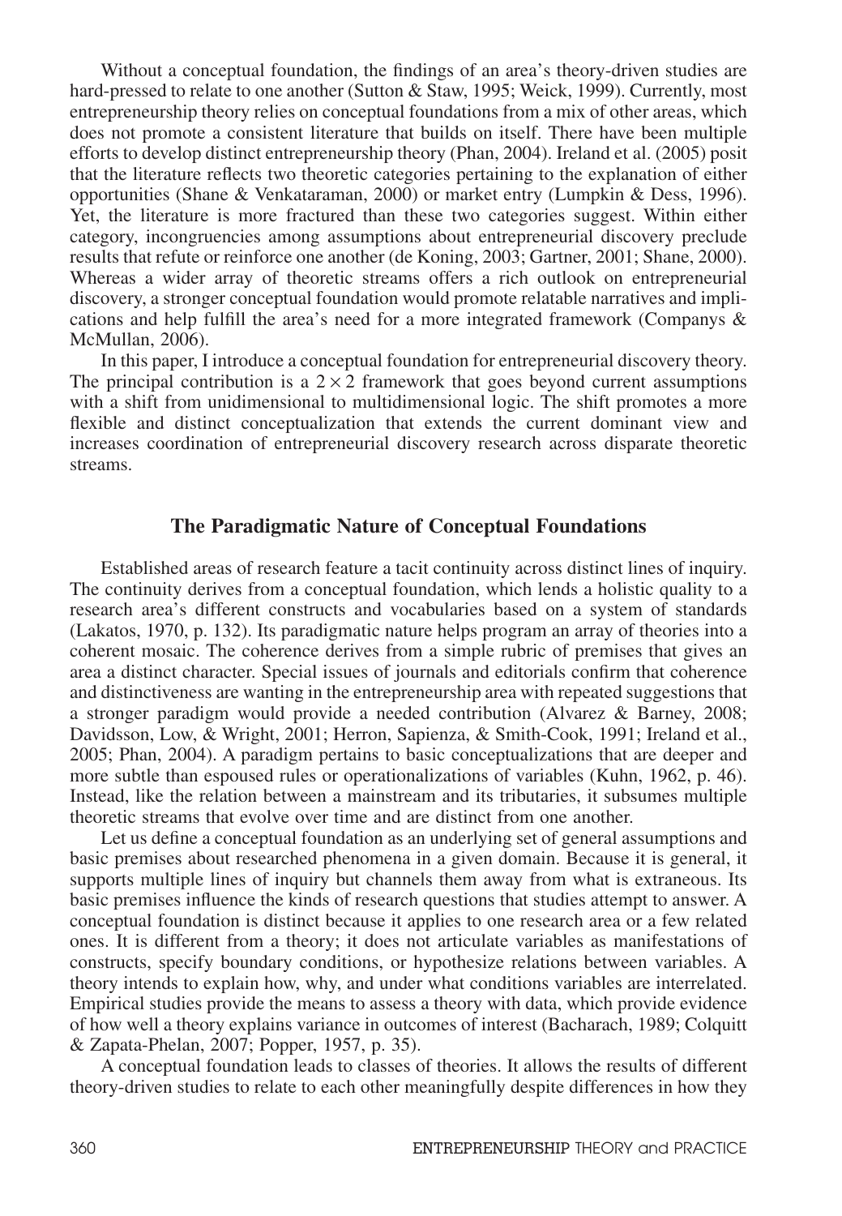Without a conceptual foundation, the findings of an area's theory-driven studies are hard-pressed to relate to one another (Sutton & Staw, 1995; Weick, 1999). Currently, most entrepreneurship theory relies on conceptual foundations from a mix of other areas, which does not promote a consistent literature that builds on itself. There have been multiple efforts to develop distinct entrepreneurship theory (Phan, 2004). Ireland et al. (2005) posit that the literature reflects two theoretic categories pertaining to the explanation of either opportunities (Shane & Venkataraman, 2000) or market entry (Lumpkin & Dess, 1996). Yet, the literature is more fractured than these two categories suggest. Within either category, incongruencies among assumptions about entrepreneurial discovery preclude results that refute or reinforce one another (de Koning, 2003; Gartner, 2001; Shane, 2000). Whereas a wider array of theoretic streams offers a rich outlook on entrepreneurial discovery, a stronger conceptual foundation would promote relatable narratives and implications and help fulfill the area's need for a more integrated framework (Companys & McMullan, 2006).

In this paper, I introduce a conceptual foundation for entrepreneurial discovery theory. The principal contribution is a $2 \times 2$ framework that goes beyond current assumptions with a shift from unidimensional to multidimensional logic. The shift promotes a more flexible and distinct conceptualization that extends the current dominant view and increases coordination of entrepreneurial discovery research across disparate theoretic streams.

## The Paradigmatic Nature of Conceptual Foundations

Established areas of research feature a tacit continuity across distinct lines of inquiry. The continuity derives from a conceptual foundation, which lends a holistic quality to a research area's different constructs and vocabularies based on a system of standards (Lakatos, 1970, p. 132). Its paradigmatic nature helps program an array of theories into a coherent mosaic. The coherence derives from a simple rubric of premises that gives an area a distinct character. Special issues of journals and editorials confirm that coherence and distinctiveness are wanting in the entrepreneurship area with repeated suggestions that a stronger paradigm would provide a needed contribution (Alvarez & Barney, 2008; Davidsson, Low, & Wright, 2001; Herron, Sapienza, & Smith-Cook, 1991; Ireland et al., 2005; Phan, 2004). A paradigm pertains to basic conceptualizations that are deeper and more subtle than espoused rules or operationalizations of variables (Kuhn, 1962, p. 46). Instead, like the relation between a mainstream and its tributaries, it subsumes multiple theoretic streams that evolve over time and are distinct from one another.

Let us define a conceptual foundation as an underlying set of general assumptions and basic premises about researched phenomena in a given domain. Because it is general, it supports multiple lines of inquiry but channels them away from what is extraneous. Its basic premises influence the kinds of research questions that studies attempt to answer. A conceptual foundation is distinct because it applies to one research area or a few related ones. It is different from a theory; it does not articulate variables as manifestations of constructs, specify boundary conditions, or hypothesize relations between variables. A theory intends to explain how, why, and under what conditions variables are interrelated. Empirical studies provide the means to assess a theory with data, which provide evidence of how well a theory explains variance in outcomes of interest (Bacharach, 1989; Colquitt & Zapata-Phelan, 2007; Popper, 1957, p. 35).

A conceptual foundation leads to classes of theories. It allows the results of different theory-driven studies to relate to each other meaningfully despite differences in how they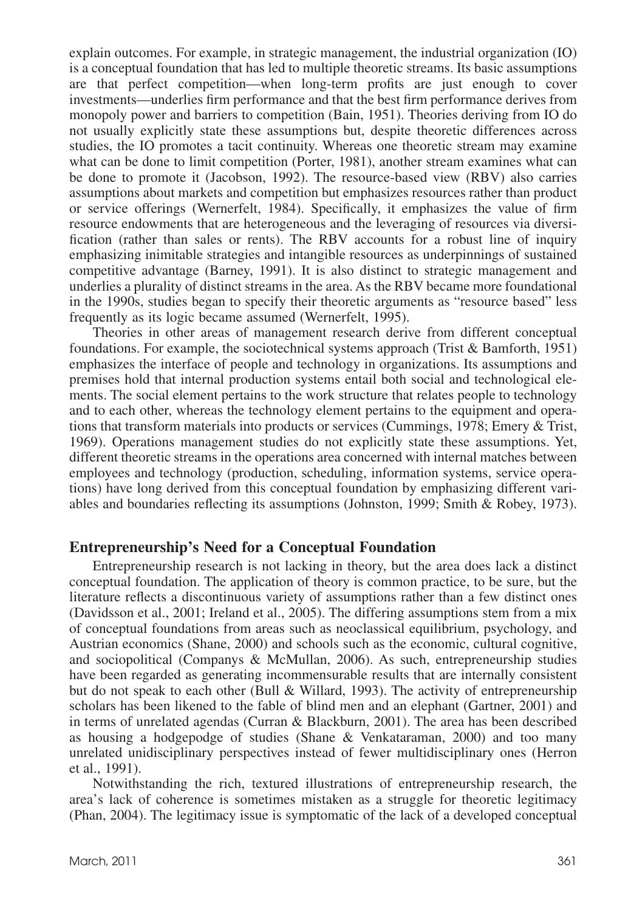explain outcomes. For example, in strategic management, the industrial organization (IO) is a conceptual foundation that has led to multiple theoretic streams. Its basic assumptions are that perfect competition—when long-term profits are just enough to cover investments—underlies firm performance and that the best firm performance derives from monopoly power and barriers to competition (Bain, 1951). Theories deriving from IO do not usually explicitly state these assumptions but, despite theoretic differences across studies, the IO promotes a tacit continuity. Whereas one theoretic stream may examine what can be done to limit competition (Porter, 1981), another stream examines what can be done to promote it (Jacobson, 1992). The resource-based view (RBV) also carries assumptions about markets and competition but emphasizes resources rather than product or service offerings (Wernerfelt, 1984). Specifically, it emphasizes the value of firm resource endowments that are heterogeneous and the leveraging of resources via diversification (rather than sales or rents). The RBV accounts for a robust line of inquiry emphasizing inimitable strategies and intangible resources as underpinnings of sustained competitive advantage (Barney, 1991). It is also distinct to strategic management and underlies a plurality of distinct streams in the area. As the RBV became more foundational in the 1990s, studies began to specify their theoretic arguments as "resource based" less frequently as its logic became assumed (Wernerfelt, 1995).

Theories in other areas of management research derive from different conceptual foundations. For example, the sociotechnical systems approach (Trist & Bamforth, 1951) emphasizes the interface of people and technology in organizations. Its assumptions and premises hold that internal production systems entail both social and technological elements. The social element pertains to the work structure that relates people to technology and to each other, whereas the technology element pertains to the equipment and operations that transform materials into products or services (Cummings, 1978; Emery & Trist, 1969). Operations management studies do not explicitly state these assumptions. Yet, different theoretic streams in the operations area concerned with internal matches between employees and technology (production, scheduling, information systems, service operations) have long derived from this conceptual foundation by emphasizing different variables and boundaries reflecting its assumptions (Johnston, 1999; Smith & Robey, 1973).

## Entrepreneurship's Need for a Conceptual Foundation

Entrepreneurship research is not lacking in theory, but the area does lack a distinct conceptual foundation. The application of theory is common practice, to be sure, but the literature reflects a discontinuous variety of assumptions rather than a few distinct ones (Davidsson et al., 2001; Ireland et al., 2005). The differing assumptions stem from a mix of conceptual foundations from areas such as neoclassical equilibrium, psychology, and Austrian economics (Shane, 2000) and schools such as the economic, cultural cognitive, and sociopolitical (Companys & McMullan, 2006). As such, entrepreneurship studies have been regarded as generating incommensurable results that are internally consistent but do not speak to each other (Bull & Willard, 1993). The activity of entrepreneurship scholars has been likened to the fable of blind men and an elephant (Gartner, 2001) and in terms of unrelated agendas (Curran & Blackburn, 2001). The area has been described as housing a hodgepodge of studies (Shane & Venkataraman, 2000) and too many unrelated unidisciplinary perspectives instead of fewer multidisciplinary ones (Herron et al., 1991).

Notwithstanding the rich, textured illustrations of entrepreneurship research, the area's lack of coherence is sometimes mistaken as a struggle for theoretic legitimacy (Phan, 2004). The legitimacy issue is symptomatic of the lack of a developed conceptual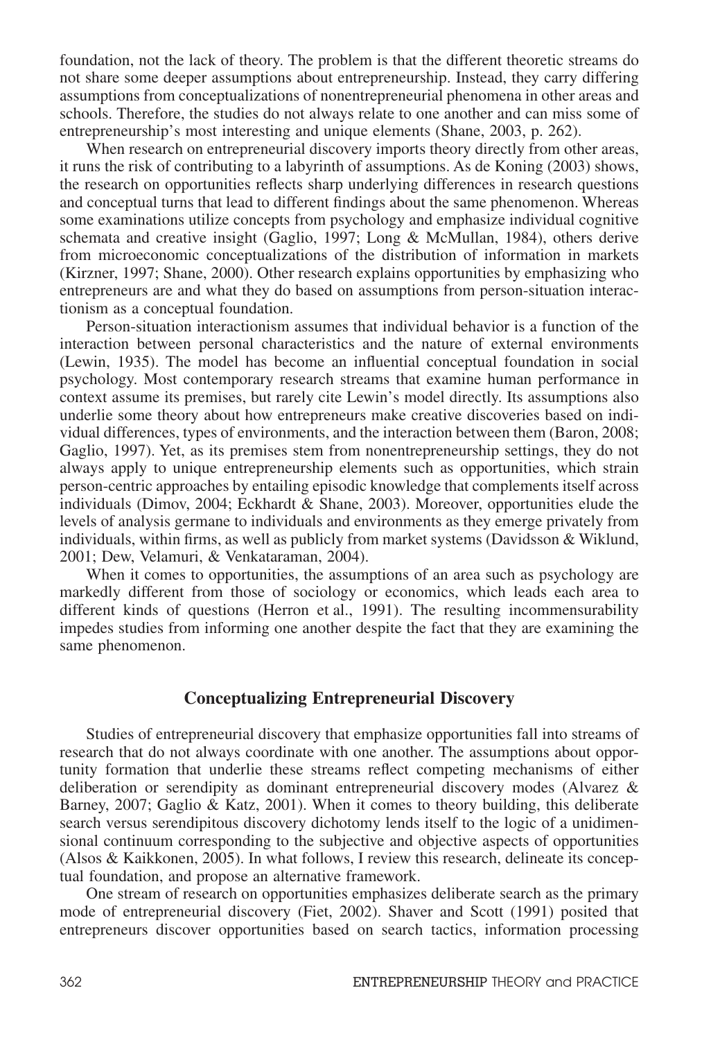foundation, not the lack of theory. The problem is that the different theoretic streams do not share some deeper assumptions about entrepreneurship. Instead, they carry differing assumptions from conceptualizations of nonentrepreneurial phenomena in other areas and schools. Therefore, the studies do not always relate to one another and can miss some of entrepreneurship's most interesting and unique elements (Shane, 2003, p. 262).

When research on entrepreneurial discovery imports theory directly from other areas, it runs the risk of contributing to a labyrinth of assumptions. As de Koning (2003) shows, the research on opportunities reflects sharp underlying differences in research questions and conceptual turns that lead to different findings about the same phenomenon. Whereas some examinations utilize concepts from psychology and emphasize individual cognitive schemata and creative insight (Gaglio, 1997; Long & McMullan, 1984), others derive from microeconomic conceptualizations of the distribution of information in markets (Kirzner, 1997; Shane, 2000). Other research explains opportunities by emphasizing who entrepreneurs are and what they do based on assumptions from person-situation interactionism as a conceptual foundation.

Person-situation interactionism assumes that individual behavior is a function of the interaction between personal characteristics and the nature of external environments (Lewin, 1935). The model has become an influential conceptual foundation in social psychology. Most contemporary research streams that examine human performance in context assume its premises, but rarely cite Lewin's model directly. Its assumptions also underlie some theory about how entrepreneurs make creative discoveries based on individual differences, types of environments, and the interaction between them (Baron, 2008; Gaglio, 1997). Yet, as its premises stem from nonentrepreneurship settings, they do not always apply to unique entrepreneurship elements such as opportunities, which strain person-centric approaches by entailing episodic knowledge that complements itself across individuals (Dimov, 2004; Eckhardt & Shane, 2003). Moreover, opportunities elude the levels of analysis germane to individuals and environments as they emerge privately from individuals, within firms, as well as publicly from market systems (Davidsson & Wiklund, 2001; Dew, Velamuri, & Venkataraman, 2004).

When it comes to opportunities, the assumptions of an area such as psychology are markedly different from those of sociology or economics, which leads each area to different kinds of questions (Herron et al., 1991). The resulting incommensurability impedes studies from informing one another despite the fact that they are examining the same phenomenon.

## Conceptualizing Entrepreneurial Discovery

Studies of entrepreneurial discovery that emphasize opportunities fall into streams of research that do not always coordinate with one another. The assumptions about opportunity formation that underlie these streams reflect competing mechanisms of either deliberation or serendipity as dominant entrepreneurial discovery modes (Alvarez & Barney, 2007; Gaglio & Katz, 2001). When it comes to theory building, this deliberate search versus serendipitous discovery dichotomy lends itself to the logic of a unidimensional continuum corresponding to the subjective and objective aspects of opportunities (Alsos & Kaikkonen, 2005). In what follows, I review this research, delineate its conceptual foundation, and propose an alternative framework.

One stream of research on opportunities emphasizes deliberate search as the primary mode of entrepreneurial discovery (Fiet, 2002). Shaver and Scott (1991) posited that entrepreneurs discover opportunities based on search tactics, information processing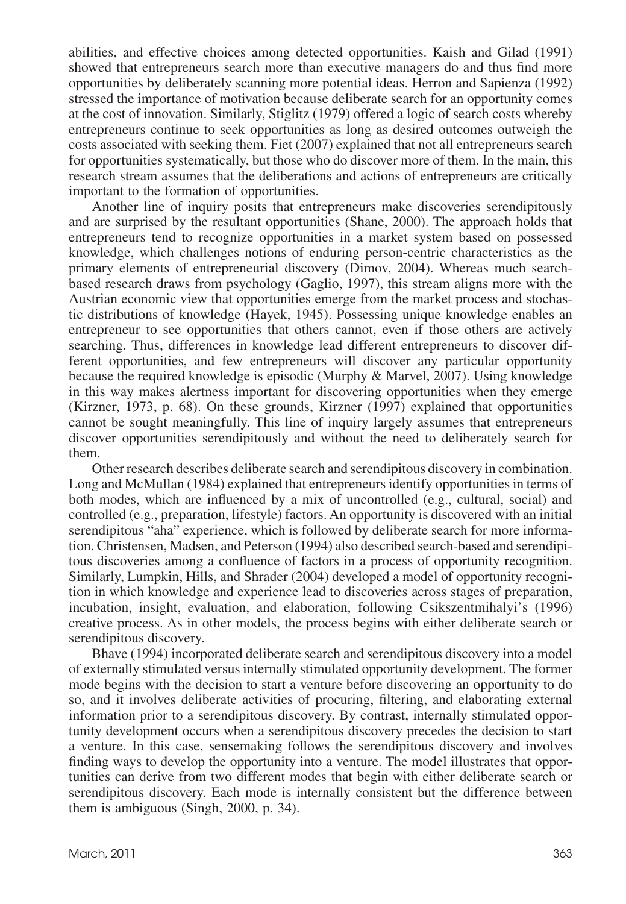abilities, and effective choices among detected opportunities. Kaish and Gilad (1991) showed that entrepreneurs search more than executive managers do and thus find more opportunities by deliberately scanning more potential ideas. Herron and Sapienza (1992) stressed the importance of motivation because deliberate search for an opportunity comes at the cost of innovation. Similarly, Stiglitz (1979) offered a logic of search costs whereby entrepreneurs continue to seek opportunities as long as desired outcomes outweigh the costs associated with seeking them. Fiet (2007) explained that not all entrepreneurs search for opportunities systematically, but those who do discover more of them. In the main, this research stream assumes that the deliberations and actions of entrepreneurs are critically important to the formation of opportunities.

Another line of inquiry posits that entrepreneurs make discoveries serendipitously and are surprised by the resultant opportunities (Shane, 2000). The approach holds that entrepreneurs tend to recognize opportunities in a market system based on possessed knowledge, which challenges notions of enduring person-centric characteristics as the primary elements of entrepreneurial discovery (Dimov, 2004). Whereas much search-based research draws from psychology (Gaglio, 1997), this stream aligns more with the Austrian economic view that opportunities emerge from the market process and stochastic distributions of knowledge (Hayek, 1945). Possessing unique knowledge enables an entrepreneur to see opportunities that others cannot, even if those others are actively searching. Thus, differences in knowledge lead different entrepreneurs to discover different opportunities, and few entrepreneurs will discover any particular opportunity because the required knowledge is episodic (Murphy & Marvel, 2007). Using knowledge in this way makes alertness important for discovering opportunities when they emerge (Kirzner, 1973, p. 68). On these grounds, Kirzner (1997) explained that opportunities cannot be sought meaningfully. This line of inquiry largely assumes that entrepreneurs discover opportunities serendipitously and without the need to deliberately search for them.

Other research describes deliberate search and serendipitous discovery in combination. Long and McMullan (1984) explained that entrepreneurs identify opportunities in terms of both modes, which are influenced by a mix of uncontrolled (e.g., cultural, social) and controlled (e.g., preparation, lifestyle) factors. An opportunity is discovered with an initial serendipitous "aha" experience, which is followed by deliberate search for more information. Christensen, Madsen, and Peterson (1994) also described search-based and serendipitous discoveries among a confluence of factors in a process of opportunity recognition. Similarly, Lumpkin, Hills, and Shrader (2004) developed a model of opportunity recognition in which knowledge and experience lead to discoveries across stages of preparation, incubation, insight, evaluation, and elaboration, following Csikszentmihalyi's (1996) creative process. As in other models, the process begins with either deliberate search or serendipitous discovery.

Bhave (1994) incorporated deliberate search and serendipitous discovery into a model of externally stimulated versus internally stimulated opportunity development. The former mode begins with the decision to start a venture before discovering an opportunity to do so, and it involves deliberate activities of procuring, filtering, and elaborating external information prior to a serendipitous discovery. By contrast, internally stimulated opportunity development occurs when a serendipitous discovery precedes the decision to start a venture. In this case, sensemaking follows the serendipitous discovery and involves finding ways to develop the opportunity into a venture. The model illustrates that opportunities can derive from two different modes that begin with either deliberate search or serendipitous discovery. Each mode is internally consistent but the difference between them is ambiguous (Singh, 2000, p. 34).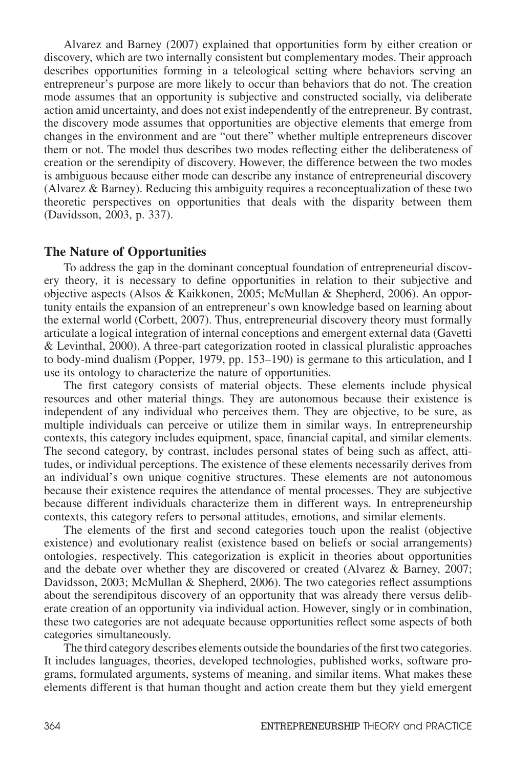Alvarez and Barney (2007) explained that opportunities form by either creation or discovery, which are two internally consistent but complementary modes. Their approach describes opportunities forming in a teleological setting where behaviors serving an entrepreneur's purpose are more likely to occur than behaviors that do not. The creation mode assumes that an opportunity is subjective and constructed socially, via deliberate action amid uncertainty, and does not exist independently of the entrepreneur. By contrast, the discovery mode assumes that opportunities are objective elements that emerge from changes in the environment and are "out there" whether multiple entrepreneurs discover them or not. The model thus describes two modes reflecting either the deliberateness of creation or the serendipity of discovery. However, the difference between the two modes is ambiguous because either mode can describe any instance of entrepreneurial discovery (Alvarez & Barney). Reducing this ambiguity requires a reconceptualization of these two theoretic perspectives on opportunities that deals with the disparity between them (Davidsson, 2003, p. 337).

## The Nature of Opportunities

To address the gap in the dominant conceptual foundation of entrepreneurial discovery theory, it is necessary to define opportunities in relation to their subjective and objective aspects (Alsos & Kaikkonen, 2005; McMullan & Shepherd, 2006). An opportunity entails the expansion of an entrepreneur's own knowledge based on learning about the external world (Corbett, 2007). Thus, entrepreneurial discovery theory must formally articulate a logical integration of internal conceptions and emergent external data (Gavetti & Levinthal, 2000). A three-part categorization rooted in classical pluralistic approaches to body-mind dualism (Popper, 1979, pp. 153–190) is germane to this articulation, and I use its ontology to characterize the nature of opportunities.

The first category consists of material objects. These elements include physical resources and other material things. They are autonomous because their existence is independent of any individual who perceives them. They are objective, to be sure, as multiple individuals can perceive or utilize them in similar ways. In entrepreneurship contexts, this category includes equipment, space, financial capital, and similar elements. The second category, by contrast, includes personal states of being such as affect, attitudes, or individual perceptions. The existence of these elements necessarily derives from an individual's own unique cognitive structures. These elements are not autonomous because their existence requires the attendance of mental processes. They are subjective because different individuals characterize them in different ways. In entrepreneurship contexts, this category refers to personal attitudes, emotions, and similar elements.

The elements of the first and second categories touch upon the realist (objective existence) and evolutionary realist (existence based on beliefs or social arrangements) ontologies, respectively. This categorization is explicit in theories about opportunities and the debate over whether they are discovered or created (Alvarez & Barney, 2007; Davidsson, 2003; McMullan & Shepherd, 2006). The two categories reflect assumptions about the serendipitous discovery of an opportunity that was already there versus deliberate creation of an opportunity via individual action. However, singly or in combination, these two categories are not adequate because opportunities reflect some aspects of both categories simultaneously.

The third category describes elements outside the boundaries of the first two categories. It includes languages, theories, developed technologies, published works, software programs, formulated arguments, systems of meaning, and similar items. What makes these elements different is that human thought and action create them but they yield emergent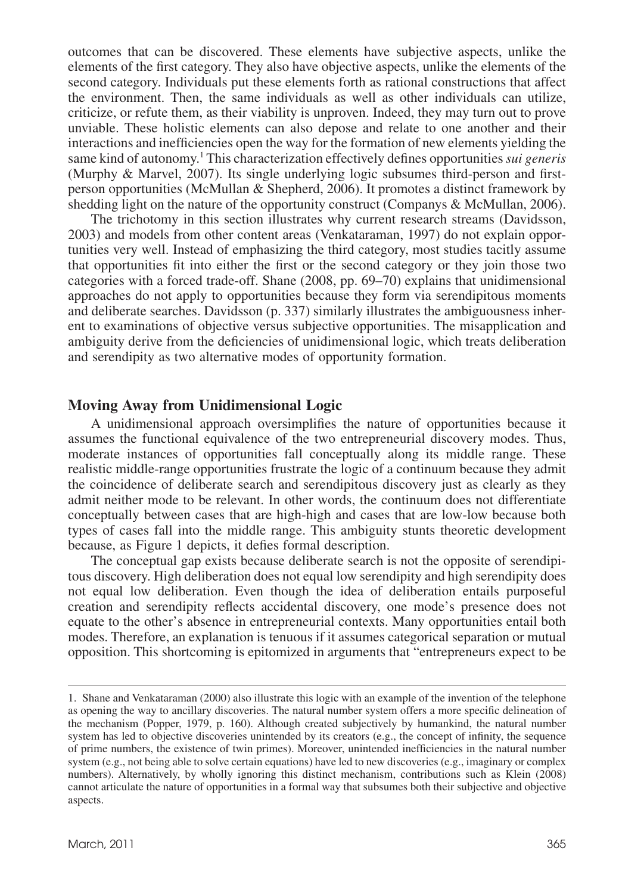outcomes that can be discovered. These elements have subjective aspects, unlike the elements of the first category. They also have objective aspects, unlike the elements of the second category. Individuals put these elements forth as rational constructions that affect the environment. Then, the same individuals as well as other individuals can utilize, criticize, or refute them, as their viability is unproven. Indeed, they may turn out to prove unviable. These holistic elements can also depose and relate to one another and their interactions and inefficiencies open the way for the formation of new elements yielding the same kind of autonomy.[1] This characterization effectively defines opportunities *sui generis* (Murphy & Marvel, 2007). Its single underlying logic subsumes third-person and first-person opportunities (McMullan & Shepherd, 2006). It promotes a distinct framework by shedding light on the nature of the opportunity construct (Companys & McMullan, 2006).

The trichotomy in this section illustrates why current research streams (Davidsson, 2003) and models from other content areas (Venkataraman, 1997) do not explain opportunities very well. Instead of emphasizing the third category, most studies tacitly assume that opportunities fit into either the first or the second category or they join those two categories with a forced trade-off. Shane (2008, pp. 69–70) explains that unidimensional approaches do not apply to opportunities because they form via serendipitous moments and deliberate searches. Davidsson (p. 337) similarly illustrates the ambiguousness inherent to examinations of objective versus subjective opportunities. The misapplication and ambiguity derive from the deficiencies of unidimensional logic, which treats deliberation and serendipity as two alternative modes of opportunity formation.

## Moving Away from Unidimensional Logic

A unidimensional approach oversimplifies the nature of opportunities because it assumes the functional equivalence of the two entrepreneurial discovery modes. Thus, moderate instances of opportunities fall conceptually along its middle range. These realistic middle-range opportunities frustrate the logic of a continuum because they admit the coincidence of deliberate search and serendipitous discovery just as clearly as they admit neither mode to be relevant. In other words, the continuum does not differentiate conceptually between cases that are high-high and cases that are low-low because both types of cases fall into the middle range. This ambiguity stunts theoretic development because, as Figure 1 depicts, it defies formal description.

The conceptual gap exists because deliberate search is not the opposite of serendipitous discovery. High deliberation does not equal low serendipity and high serendipity does not equal low deliberation. Even though the idea of deliberation entails purposeful creation and serendipity reflects accidental discovery, one mode's presence does not equate to the other's absence in entrepreneurial contexts. Many opportunities entail both modes. Therefore, an explanation is tenuous if it assumes categorical separation or mutual opposition. This shortcoming is epitomized in arguments that "entrepreneurs expect to be

---

1. Shane and Venkataraman (2000) also illustrate this logic with an example of the invention of the telephone as opening the way to ancillary discoveries. The natural number system offers a more specific delineation of the mechanism (Popper, 1979, p. 160). Although created subjectively by humankind, the natural number system has led to objective discoveries unintended by its creators (e.g., the concept of infinity, the sequence of prime numbers, the existence of twin primes). Moreover, unintended inefficiencies in the natural number system (e.g., not being able to solve certain equations) have led to new discoveries (e.g., imaginary or complex numbers). Alternatively, by wholly ignoring this distinct mechanism, contributions such as Klein (2008) cannot articulate the nature of opportunities in a formal way that subsumes both their subjective and objective aspects.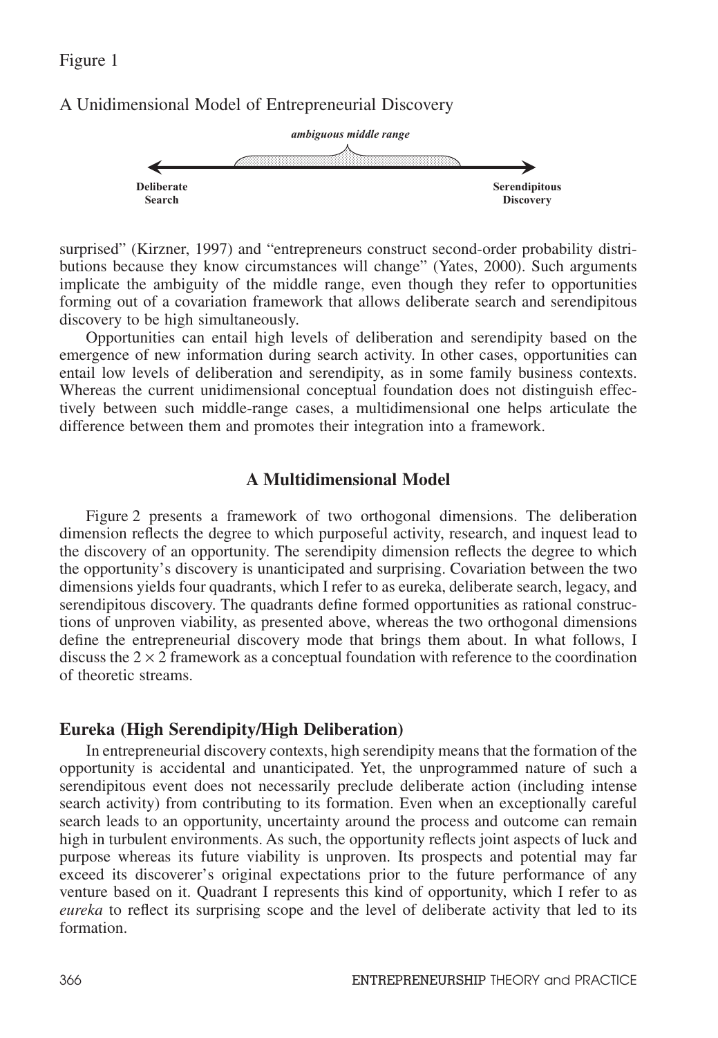Figure 1

A Unidimensional Model of Entrepreneurial Discovery

*ambiguous middle range*

Deliberate Search ←————————→ Serendipitous Discovery

surprised" (Kirzner, 1997) and "entrepreneurs construct second-order probability distributions because they know circumstances will change" (Yates, 2000). Such arguments implicate the ambiguity of the middle range, even though they refer to opportunities forming out of a covariation framework that allows deliberate search and serendipitous discovery to be high simultaneously.

Opportunities can entail high levels of deliberation and serendipity based on the emergence of new information during search activity. In other cases, opportunities can entail low levels of deliberation and serendipity, as in some family business contexts. Whereas the current unidimensional conceptual foundation does not distinguish effectively between such middle-range cases, a multidimensional one helps articulate the difference between them and promotes their integration into a framework.

## A Multidimensional Model

Figure 2 presents a framework of two orthogonal dimensions. The deliberation dimension reflects the degree to which purposeful activity, research, and inquest lead to the discovery of an opportunity. The serendipity dimension reflects the degree to which the opportunity's discovery is unanticipated and surprising. Covariation between the two dimensions yields four quadrants, which I refer to as eureka, deliberate search, legacy, and serendipitous discovery. The quadrants define formed opportunities as rational constructions of unproven viability, as presented above, whereas the two orthogonal dimensions define the entrepreneurial discovery mode that brings them about. In what follows, I discuss the $2 \times 2$ framework as a conceptual foundation with reference to the coordination of theoretic streams.

### Eureka (High Serendipity/High Deliberation)

In entrepreneurial discovery contexts, high serendipity means that the formation of the opportunity is accidental and unanticipated. Yet, the unprogrammed nature of such a serendipitous event does not necessarily preclude deliberate action (including intense search activity) from contributing to its formation. Even when an exceptionally careful search leads to an opportunity, uncertainty around the process and outcome can remain high in turbulent environments. As such, the opportunity reflects joint aspects of luck and purpose whereas its future viability is unproven. Its prospects and potential may far exceed its discoverer's original expectations prior to the future performance of any venture based on it. Quadrant I represents this kind of opportunity, which I refer to as *eureka* to reflect its surprising scope and the level of deliberate activity that led to its formation.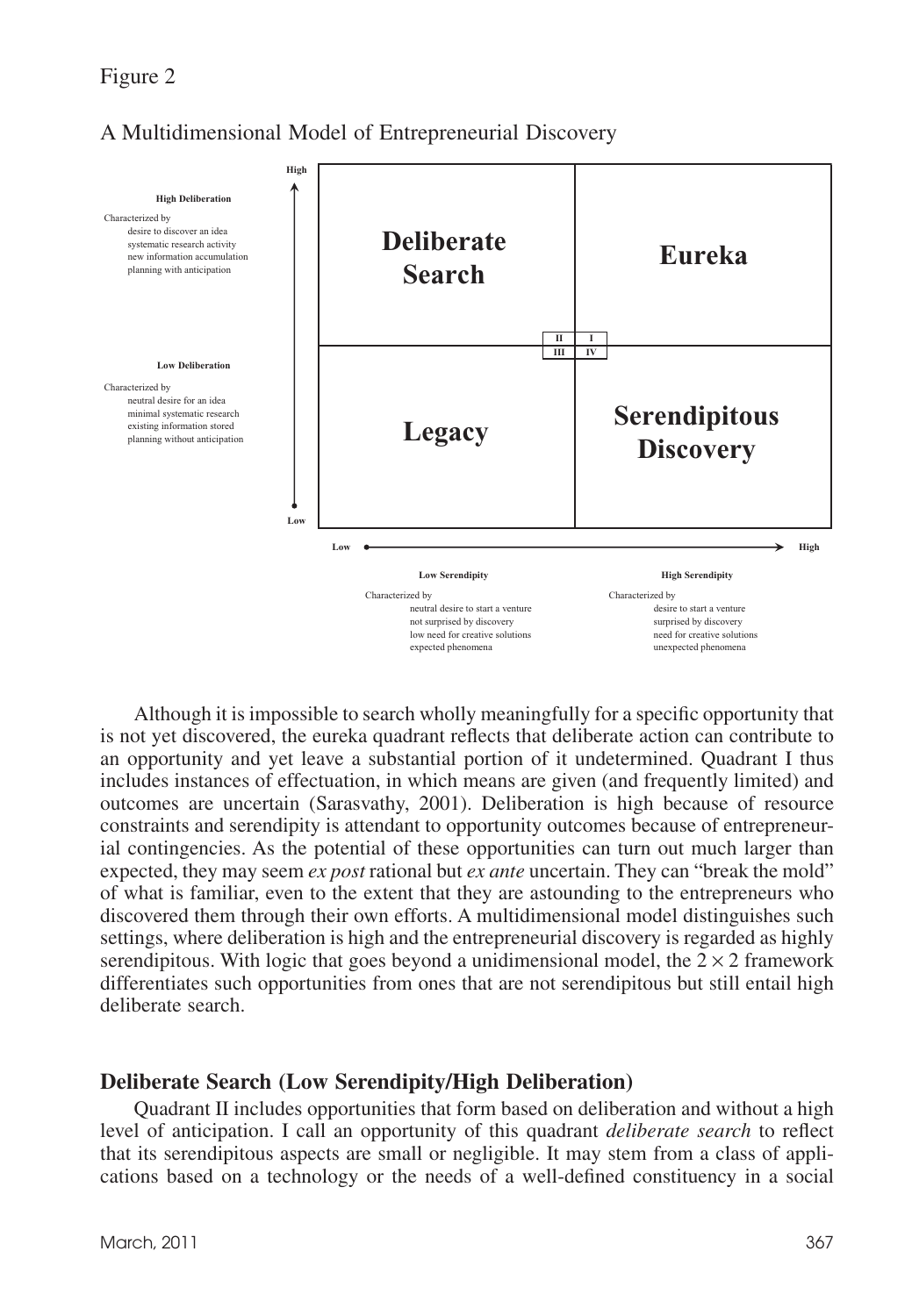Figure 2

A Multidimensional Model of Entrepreneurial Discovery

**High Deliberation**

Characterized by
- desire to discover an idea
- systematic research activity
- new information accumulation
- planning with anticipation

**Low Deliberation**

Characterized by
- neutral desire for an idea
- minimal systematic research
- existing information stored
- planning without anticipation

| | Low Serendipity | High Serendipity |
|---|---|---|
| **High Deliberation** | **Deliberate Search** (II) | **Eureka** (I) |
| **Low Deliberation** | **Legacy** (III) | **Serendipitous Discovery** (IV) |

**Low Serendipity**

Characterized by
- neutral desire to start a venture
- not surprised by discovery
- low need for creative solutions
- expected phenomena

**High Serendipity**

Characterized by
- desire to start a venture
- surprised by discovery
- need for creative solutions
- unexpected phenomena

Although it is impossible to search wholly meaningfully for a specific opportunity that is not yet discovered, the eureka quadrant reflects that deliberate action can contribute to an opportunity and yet leave a substantial portion of it undetermined. Quadrant I thus includes instances of effectuation, in which means are given (and frequently limited) and outcomes are uncertain (Sarasvathy, 2001). Deliberation is high because of resource constraints and serendipity is attendant to opportunity outcomes because of entrepreneurial contingencies. As the potential of these opportunities can turn out much larger than expected, they may seem *ex post* rational but *ex ante* uncertain. They can "break the mold" of what is familiar, even to the extent that they are astounding to the entrepreneurs who discovered them through their own efforts. A multidimensional model distinguishes such settings, where deliberation is high and the entrepreneurial discovery is regarded as highly serendipitous. With logic that goes beyond a unidimensional model, the $2 \times 2$ framework differentiates such opportunities from ones that are not serendipitous but still entail high deliberate search.

## Deliberate Search (Low Serendipity/High Deliberation)

Quadrant II includes opportunities that form based on deliberation and without a high level of anticipation. I call an opportunity of this quadrant *deliberate search* to reflect that its serendipitous aspects are small or negligible. It may stem from a class of applications based on a technology or the needs of a well-defined constituency in a social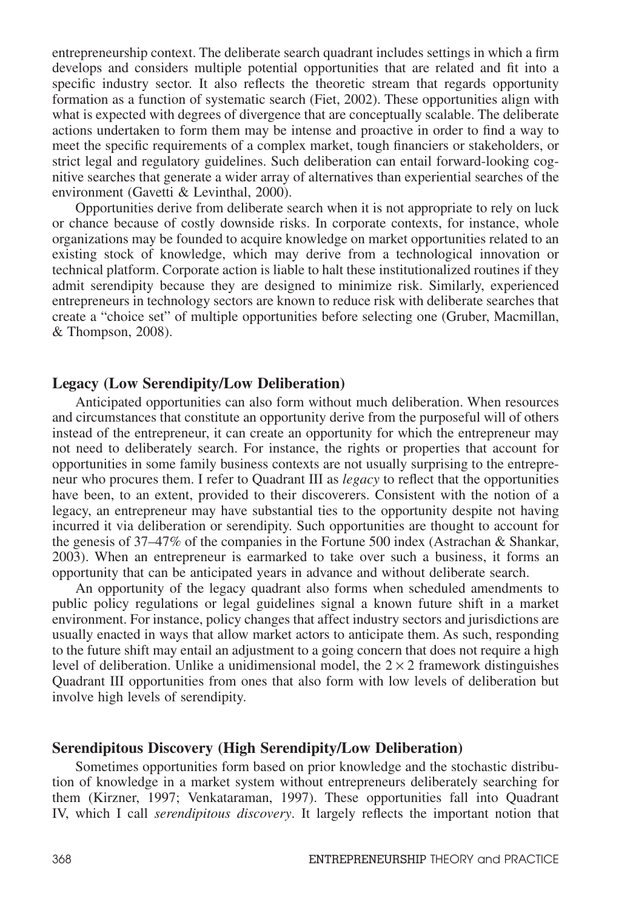entrepreneurship context. The deliberate search quadrant includes settings in which a firm develops and considers multiple potential opportunities that are related and fit into a specific industry sector. It also reflects the theoretic stream that regards opportunity formation as a function of systematic search (Fiet, 2002). These opportunities align with what is expected with degrees of divergence that are conceptually scalable. The deliberate actions undertaken to form them may be intense and proactive in order to find a way to meet the specific requirements of a complex market, tough financiers or stakeholders, or strict legal and regulatory guidelines. Such deliberation can entail forward-looking cognitive searches that generate a wider array of alternatives than experiential searches of the environment (Gavetti & Levinthal, 2000).

Opportunities derive from deliberate search when it is not appropriate to rely on luck or chance because of costly downside risks. In corporate contexts, for instance, whole organizations may be founded to acquire knowledge on market opportunities related to an existing stock of knowledge, which may derive from a technological innovation or technical platform. Corporate action is liable to halt these institutionalized routines if they admit serendipity because they are designed to minimize risk. Similarly, experienced entrepreneurs in technology sectors are known to reduce risk with deliberate searches that create a "choice set" of multiple opportunities before selecting one (Gruber, Macmillan, & Thompson, 2008).

## Legacy (Low Serendipity/Low Deliberation)

Anticipated opportunities can also form without much deliberation. When resources and circumstances that constitute an opportunity derive from the purposeful will of others instead of the entrepreneur, it can create an opportunity for which the entrepreneur may not need to deliberately search. For instance, the rights or properties that account for opportunities in some family business contexts are not usually surprising to the entrepreneur who procures them. I refer to Quadrant III as *legacy* to reflect that the opportunities have been, to an extent, provided to their discoverers. Consistent with the notion of a legacy, an entrepreneur may have substantial ties to the opportunity despite not having incurred it via deliberation or serendipity. Such opportunities are thought to account for the genesis of 37–47% of the companies in the Fortune 500 index (Astrachan & Shankar, 2003). When an entrepreneur is earmarked to take over such a business, it forms an opportunity that can be anticipated years in advance and without deliberate search.

An opportunity of the legacy quadrant also forms when scheduled amendments to public policy regulations or legal guidelines signal a known future shift in a market environment. For instance, policy changes that affect industry sectors and jurisdictions are usually enacted in ways that allow market actors to anticipate them. As such, responding to the future shift may entail an adjustment to a going concern that does not require a high level of deliberation. Unlike a unidimensional model, the $2 \times 2$ framework distinguishes Quadrant III opportunities from ones that also form with low levels of deliberation but involve high levels of serendipity.

## Serendipitous Discovery (High Serendipity/Low Deliberation)

Sometimes opportunities form based on prior knowledge and the stochastic distribution of knowledge in a market system without entrepreneurs deliberately searching for them (Kirzner, 1997; Venkataraman, 1997). These opportunities fall into Quadrant IV, which I call *serendipitous discovery*. It largely reflects the important notion that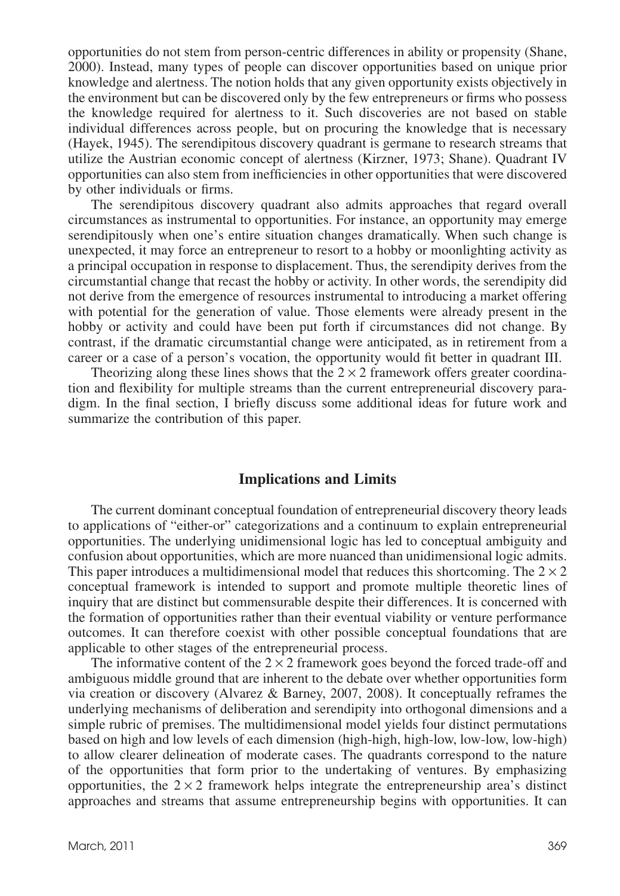opportunities do not stem from person-centric differences in ability or propensity (Shane, 2000). Instead, many types of people can discover opportunities based on unique prior knowledge and alertness. The notion holds that any given opportunity exists objectively in the environment but can be discovered only by the few entrepreneurs or firms who possess the knowledge required for alertness to it. Such discoveries are not based on stable individual differences across people, but on procuring the knowledge that is necessary (Hayek, 1945). The serendipitous discovery quadrant is germane to research streams that utilize the Austrian economic concept of alertness (Kirzner, 1973; Shane). Quadrant IV opportunities can also stem from inefficiencies in other opportunities that were discovered by other individuals or firms.

The serendipitous discovery quadrant also admits approaches that regard overall circumstances as instrumental to opportunities. For instance, an opportunity may emerge serendipitously when one's entire situation changes dramatically. When such change is unexpected, it may force an entrepreneur to resort to a hobby or moonlighting activity as a principal occupation in response to displacement. Thus, the serendipity derives from the circumstantial change that recast the hobby or activity. In other words, the serendipity did not derive from the emergence of resources instrumental to introducing a market offering with potential for the generation of value. Those elements were already present in the hobby or activity and could have been put forth if circumstances did not change. By contrast, if the dramatic circumstantial change were anticipated, as in retirement from a career or a case of a person's vocation, the opportunity would fit better in quadrant III.

Theorizing along these lines shows that the $2 \times 2$ framework offers greater coordination and flexibility for multiple streams than the current entrepreneurial discovery paradigm. In the final section, I briefly discuss some additional ideas for future work and summarize the contribution of this paper.

## Implications and Limits

The current dominant conceptual foundation of entrepreneurial discovery theory leads to applications of "either-or" categorizations and a continuum to explain entrepreneurial opportunities. The underlying unidimensional logic has led to conceptual ambiguity and confusion about opportunities, which are more nuanced than unidimensional logic admits. This paper introduces a multidimensional model that reduces this shortcoming. The $2 \times 2$ conceptual framework is intended to support and promote multiple theoretic lines of inquiry that are distinct but commensurable despite their differences. It is concerned with the formation of opportunities rather than their eventual viability or venture performance outcomes. It can therefore coexist with other possible conceptual foundations that are applicable to other stages of the entrepreneurial process.

The informative content of the $2 \times 2$ framework goes beyond the forced trade-off and ambiguous middle ground that are inherent to the debate over whether opportunities form via creation or discovery (Alvarez & Barney, 2007, 2008). It conceptually reframes the underlying mechanisms of deliberation and serendipity into orthogonal dimensions and a simple rubric of premises. The multidimensional model yields four distinct permutations based on high and low levels of each dimension (high-high, high-low, low-low, low-high) to allow clearer delineation of moderate cases. The quadrants correspond to the nature of the opportunities that form prior to the undertaking of ventures. By emphasizing opportunities, the $2 \times 2$ framework helps integrate the entrepreneurship area's distinct approaches and streams that assume entrepreneurship begins with opportunities. It can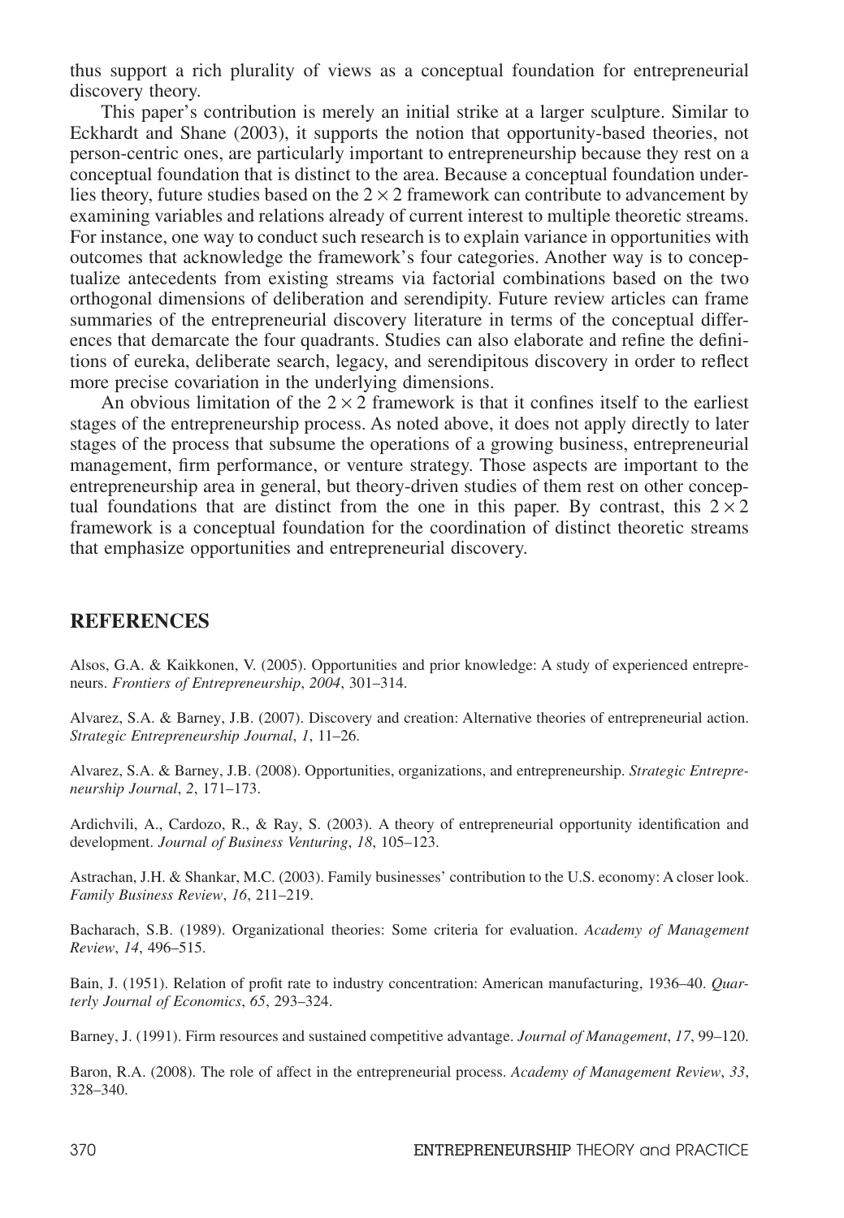thus support a rich plurality of views as a conceptual foundation for entrepreneurial discovery theory.

This paper's contribution is merely an initial strike at a larger sculpture. Similar to Eckhardt and Shane (2003), it supports the notion that opportunity-based theories, not person-centric ones, are particularly important to entrepreneurship because they rest on a conceptual foundation that is distinct to the area. Because a conceptual foundation underlies theory, future studies based on the $2 \times 2$ framework can contribute to advancement by examining variables and relations already of current interest to multiple theoretic streams. For instance, one way to conduct such research is to explain variance in opportunities with outcomes that acknowledge the framework's four categories. Another way is to conceptualize antecedents from existing streams via factorial combinations based on the two orthogonal dimensions of deliberation and serendipity. Future review articles can frame summaries of the entrepreneurial discovery literature in terms of the conceptual differences that demarcate the four quadrants. Studies can also elaborate and refine the definitions of eureka, deliberate search, legacy, and serendipitous discovery in order to reflect more precise covariation in the underlying dimensions.

An obvious limitation of the $2 \times 2$ framework is that it confines itself to the earliest stages of the entrepreneurship process. As noted above, it does not apply directly to later stages of the process that subsume the operations of a growing business, entrepreneurial management, firm performance, or venture strategy. Those aspects are important to the entrepreneurship area in general, but theory-driven studies of them rest on other conceptual foundations that are distinct from the one in this paper. By contrast, this $2 \times 2$ framework is a conceptual foundation for the coordination of distinct theoretic streams that emphasize opportunities and entrepreneurial discovery.

## REFERENCES

Alsos, G.A. & Kaikkonen, V. (2005). Opportunities and prior knowledge: A study of experienced entrepreneurs. *Frontiers of Entrepreneurship*, *2004*, 301–314.

Alvarez, S.A. & Barney, J.B. (2007). Discovery and creation: Alternative theories of entrepreneurial action. *Strategic Entrepreneurship Journal*, *1*, 11–26.

Alvarez, S.A. & Barney, J.B. (2008). Opportunities, organizations, and entrepreneurship. *Strategic Entrepreneurship Journal*, *2*, 171–173.

Ardichvili, A., Cardozo, R., & Ray, S. (2003). A theory of entrepreneurial opportunity identification and development. *Journal of Business Venturing*, *18*, 105–123.

Astrachan, J.H. & Shankar, M.C. (2003). Family businesses' contribution to the U.S. economy: A closer look. *Family Business Review*, *16*, 211–219.

Bacharach, S.B. (1989). Organizational theories: Some criteria for evaluation. *Academy of Management Review*, *14*, 496–515.

Bain, J. (1951). Relation of profit rate to industry concentration: American manufacturing, 1936–40. *Quarterly Journal of Economics*, *65*, 293–324.

Barney, J. (1991). Firm resources and sustained competitive advantage. *Journal of Management*, *17*, 99–120.

Baron, R.A. (2008). The role of affect in the entrepreneurial process. *Academy of Management Review*, *33*, 328–340.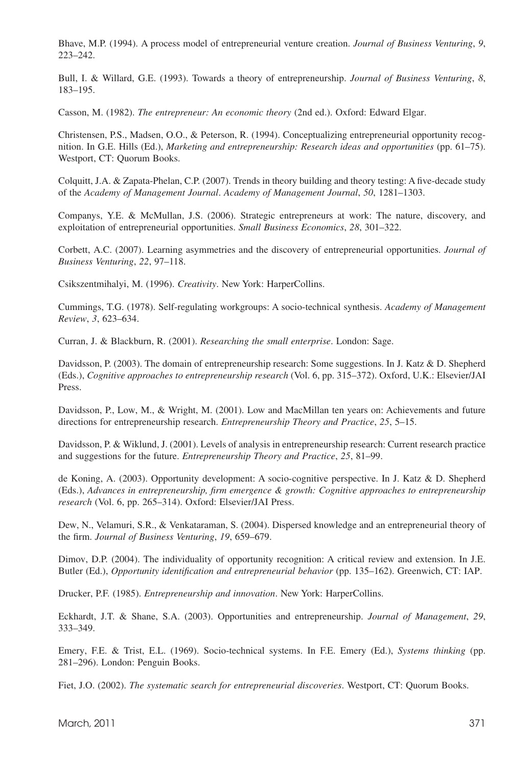Bhave, M.P. (1994). A process model of entrepreneurial venture creation. *Journal of Business Venturing*, *9*, 223–242.

Bull, I. & Willard, G.E. (1993). Towards a theory of entrepreneurship. *Journal of Business Venturing*, *8*, 183–195.

Casson, M. (1982). *The entrepreneur: An economic theory* (2nd ed.). Oxford: Edward Elgar.

Christensen, P.S., Madsen, O.O., & Peterson, R. (1994). Conceptualizing entrepreneurial opportunity recognition. In G.E. Hills (Ed.), *Marketing and entrepreneurship: Research ideas and opportunities* (pp. 61–75). Westport, CT: Quorum Books.

Colquitt, J.A. & Zapata-Phelan, C.P. (2007). Trends in theory building and theory testing: A five-decade study of the *Academy of Management Journal*. *Academy of Management Journal*, *50*, 1281–1303.

Companys, Y.E. & McMullan, J.S. (2006). Strategic entrepreneurs at work: The nature, discovery, and exploitation of entrepreneurial opportunities. *Small Business Economics*, *28*, 301–322.

Corbett, A.C. (2007). Learning asymmetries and the discovery of entrepreneurial opportunities. *Journal of Business Venturing*, *22*, 97–118.

Csikszentmihalyi, M. (1996). *Creativity*. New York: HarperCollins.

Cummings, T.G. (1978). Self-regulating workgroups: A socio-technical synthesis. *Academy of Management Review*, *3*, 623–634.

Curran, J. & Blackburn, R. (2001). *Researching the small enterprise*. London: Sage.

Davidsson, P. (2003). The domain of entrepreneurship research: Some suggestions. In J. Katz & D. Shepherd (Eds.), *Cognitive approaches to entrepreneurship research* (Vol. 6, pp. 315–372). Oxford, U.K.: Elsevier/JAI Press.

Davidsson, P., Low, M., & Wright, M. (2001). Low and MacMillan ten years on: Achievements and future directions for entrepreneurship research. *Entrepreneurship Theory and Practice*, *25*, 5–15.

Davidsson, P. & Wiklund, J. (2001). Levels of analysis in entrepreneurship research: Current research practice and suggestions for the future. *Entrepreneurship Theory and Practice*, *25*, 81–99.

de Koning, A. (2003). Opportunity development: A socio-cognitive perspective. In J. Katz & D. Shepherd (Eds.), *Advances in entrepreneurship, firm emergence & growth: Cognitive approaches to entrepreneurship research* (Vol. 6, pp. 265–314). Oxford: Elsevier/JAI Press.

Dew, N., Velamuri, S.R., & Venkataraman, S. (2004). Dispersed knowledge and an entrepreneurial theory of the firm. *Journal of Business Venturing*, *19*, 659–679.

Dimov, D.P. (2004). The individuality of opportunity recognition: A critical review and extension. In J.E. Butler (Ed.), *Opportunity identification and entrepreneurial behavior* (pp. 135–162). Greenwich, CT: IAP.

Drucker, P.F. (1985). *Entrepreneurship and innovation*. New York: HarperCollins.

Eckhardt, J.T. & Shane, S.A. (2003). Opportunities and entrepreneurship. *Journal of Management*, *29*, 333–349.

Emery, F.E. & Trist, E.L. (1969). Socio-technical systems. In F.E. Emery (Ed.), *Systems thinking* (pp. 281–296). London: Penguin Books.

Fiet, J.O. (2002). *The systematic search for entrepreneurial discoveries*. Westport, CT: Quorum Books.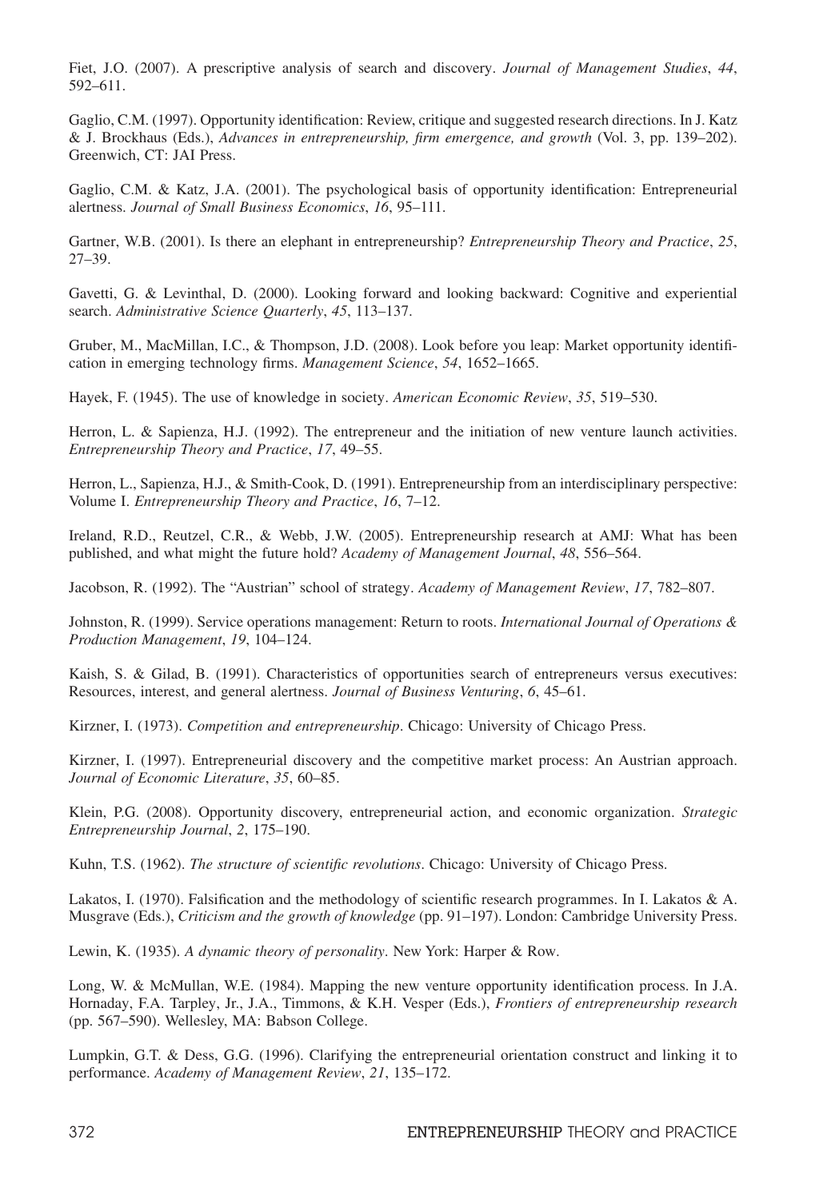Fiet, J.O. (2007). A prescriptive analysis of search and discovery. *Journal of Management Studies*, *44*, 592–611.

Gaglio, C.M. (1997). Opportunity identification: Review, critique and suggested research directions. In J. Katz & J. Brockhaus (Eds.), *Advances in entrepreneurship, firm emergence, and growth* (Vol. 3, pp. 139–202). Greenwich, CT: JAI Press.

Gaglio, C.M. & Katz, J.A. (2001). The psychological basis of opportunity identification: Entrepreneurial alertness. *Journal of Small Business Economics*, *16*, 95–111.

Gartner, W.B. (2001). Is there an elephant in entrepreneurship? *Entrepreneurship Theory and Practice*, *25*, 27–39.

Gavetti, G. & Levinthal, D. (2000). Looking forward and looking backward: Cognitive and experiential search. *Administrative Science Quarterly*, *45*, 113–137.

Gruber, M., MacMillan, I.C., & Thompson, J.D. (2008). Look before you leap: Market opportunity identification in emerging technology firms. *Management Science*, *54*, 1652–1665.

Hayek, F. (1945). The use of knowledge in society. *American Economic Review*, *35*, 519–530.

Herron, L. & Sapienza, H.J. (1992). The entrepreneur and the initiation of new venture launch activities. *Entrepreneurship Theory and Practice*, *17*, 49–55.

Herron, L., Sapienza, H.J., & Smith-Cook, D. (1991). Entrepreneurship from an interdisciplinary perspective: Volume I. *Entrepreneurship Theory and Practice*, *16*, 7–12.

Ireland, R.D., Reutzel, C.R., & Webb, J.W. (2005). Entrepreneurship research at AMJ: What has been published, and what might the future hold? *Academy of Management Journal*, *48*, 556–564.

Jacobson, R. (1992). The "Austrian" school of strategy. *Academy of Management Review*, *17*, 782–807.

Johnston, R. (1999). Service operations management: Return to roots. *International Journal of Operations & Production Management*, *19*, 104–124.

Kaish, S. & Gilad, B. (1991). Characteristics of opportunities search of entrepreneurs versus executives: Resources, interest, and general alertness. *Journal of Business Venturing*, *6*, 45–61.

Kirzner, I. (1973). *Competition and entrepreneurship*. Chicago: University of Chicago Press.

Kirzner, I. (1997). Entrepreneurial discovery and the competitive market process: An Austrian approach. *Journal of Economic Literature*, *35*, 60–85.

Klein, P.G. (2008). Opportunity discovery, entrepreneurial action, and economic organization. *Strategic Entrepreneurship Journal*, *2*, 175–190.

Kuhn, T.S. (1962). *The structure of scientific revolutions*. Chicago: University of Chicago Press.

Lakatos, I. (1970). Falsification and the methodology of scientific research programmes. In I. Lakatos & A. Musgrave (Eds.), *Criticism and the growth of knowledge* (pp. 91–197). London: Cambridge University Press.

Lewin, K. (1935). *A dynamic theory of personality*. New York: Harper & Row.

Long, W. & McMullan, W.E. (1984). Mapping the new venture opportunity identification process. In J.A. Hornaday, F.A. Tarpley, Jr., J.A., Timmons, & K.H. Vesper (Eds.), *Frontiers of entrepreneurship research* (pp. 567–590). Wellesley, MA: Babson College.

Lumpkin, G.T. & Dess, G.G. (1996). Clarifying the entrepreneurial orientation construct and linking it to performance. *Academy of Management Review*, *21*, 135–172.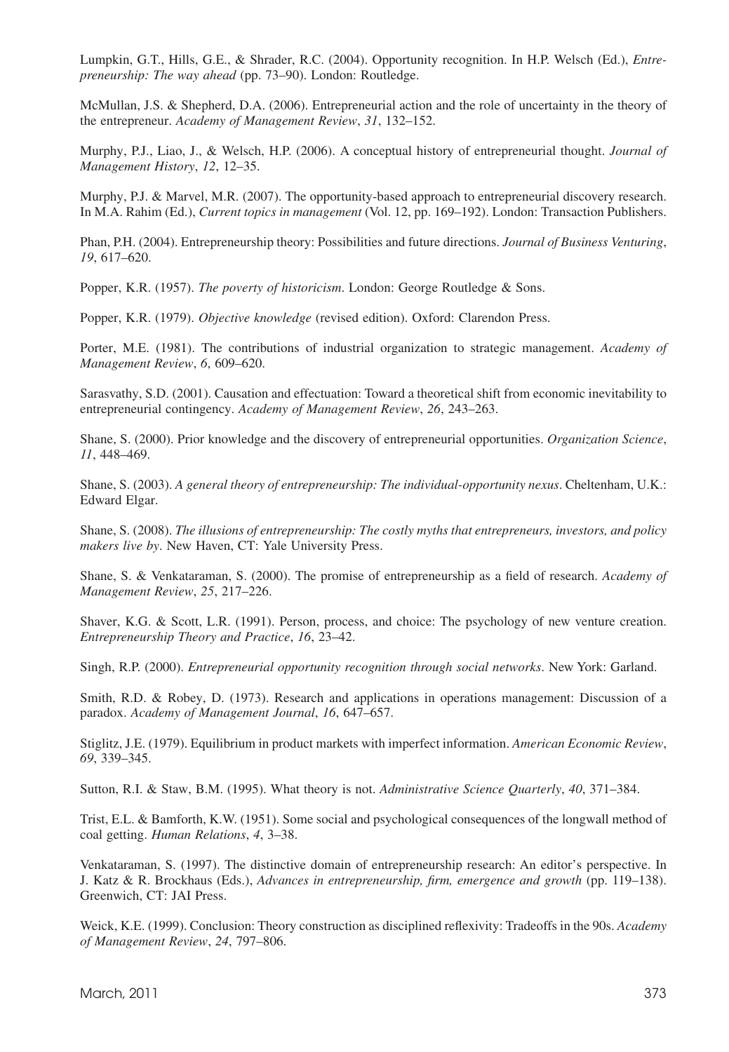Lumpkin, G.T., Hills, G.E., & Shrader, R.C. (2004). Opportunity recognition. In H.P. Welsch (Ed.), *Entrepreneurship: The way ahead* (pp. 73–90). London: Routledge.

McMullan, J.S. & Shepherd, D.A. (2006). Entrepreneurial action and the role of uncertainty in the theory of the entrepreneur. *Academy of Management Review*, *31*, 132–152.

Murphy, P.J., Liao, J., & Welsch, H.P. (2006). A conceptual history of entrepreneurial thought. *Journal of Management History*, *12*, 12–35.

Murphy, P.J. & Marvel, M.R. (2007). The opportunity-based approach to entrepreneurial discovery research. In M.A. Rahim (Ed.), *Current topics in management* (Vol. 12, pp. 169–192). London: Transaction Publishers.

Phan, P.H. (2004). Entrepreneurship theory: Possibilities and future directions. *Journal of Business Venturing*, *19*, 617–620.

Popper, K.R. (1957). *The poverty of historicism*. London: George Routledge & Sons.

Popper, K.R. (1979). *Objective knowledge* (revised edition). Oxford: Clarendon Press.

Porter, M.E. (1981). The contributions of industrial organization to strategic management. *Academy of Management Review*, *6*, 609–620.

Sarasvathy, S.D. (2001). Causation and effectuation: Toward a theoretical shift from economic inevitability to entrepreneurial contingency. *Academy of Management Review*, *26*, 243–263.

Shane, S. (2000). Prior knowledge and the discovery of entrepreneurial opportunities. *Organization Science*, *11*, 448–469.

Shane, S. (2003). *A general theory of entrepreneurship: The individual-opportunity nexus*. Cheltenham, U.K.: Edward Elgar.

Shane, S. (2008). *The illusions of entrepreneurship: The costly myths that entrepreneurs, investors, and policy makers live by*. New Haven, CT: Yale University Press.

Shane, S. & Venkataraman, S. (2000). The promise of entrepreneurship as a field of research. *Academy of Management Review*, *25*, 217–226.

Shaver, K.G. & Scott, L.R. (1991). Person, process, and choice: The psychology of new venture creation. *Entrepreneurship Theory and Practice*, *16*, 23–42.

Singh, R.P. (2000). *Entrepreneurial opportunity recognition through social networks*. New York: Garland.

Smith, R.D. & Robey, D. (1973). Research and applications in operations management: Discussion of a paradox. *Academy of Management Journal*, *16*, 647–657.

Stiglitz, J.E. (1979). Equilibrium in product markets with imperfect information. *American Economic Review*, *69*, 339–345.

Sutton, R.I. & Staw, B.M. (1995). What theory is not. *Administrative Science Quarterly*, *40*, 371–384.

Trist, E.L. & Bamforth, K.W. (1951). Some social and psychological consequences of the longwall method of coal getting. *Human Relations*, *4*, 3–38.

Venkataraman, S. (1997). The distinctive domain of entrepreneurship research: An editor's perspective. In J. Katz & R. Brockhaus (Eds.), *Advances in entrepreneurship, firm, emergence and growth* (pp. 119–138). Greenwich, CT: JAI Press.

Weick, K.E. (1999). Conclusion: Theory construction as disciplined reflexivity: Tradeoffs in the 90s. *Academy of Management Review*, *24*, 797–806.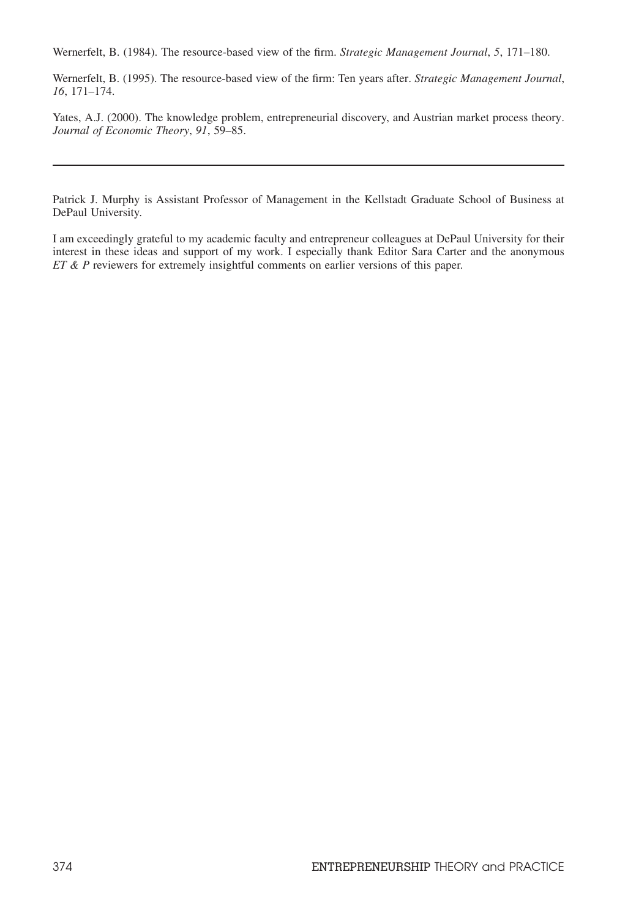Wernerfelt, B. (1984). The resource-based view of the firm. *Strategic Management Journal*, *5*, 171–180.

Wernerfelt, B. (1995). The resource-based view of the firm: Ten years after. *Strategic Management Journal*, *16*, 171–174.

Yates, A.J. (2000). The knowledge problem, entrepreneurial discovery, and Austrian market process theory. *Journal of Economic Theory*, *91*, 59–85.

---

Patrick J. Murphy is Assistant Professor of Management in the Kellstadt Graduate School of Business at DePaul University.

I am exceedingly grateful to my academic faculty and entrepreneur colleagues at DePaul University for their interest in these ideas and support of my work. I especially thank Editor Sara Carter and the anonymous *ET & P* reviewers for extremely insightful comments on earlier versions of this paper.